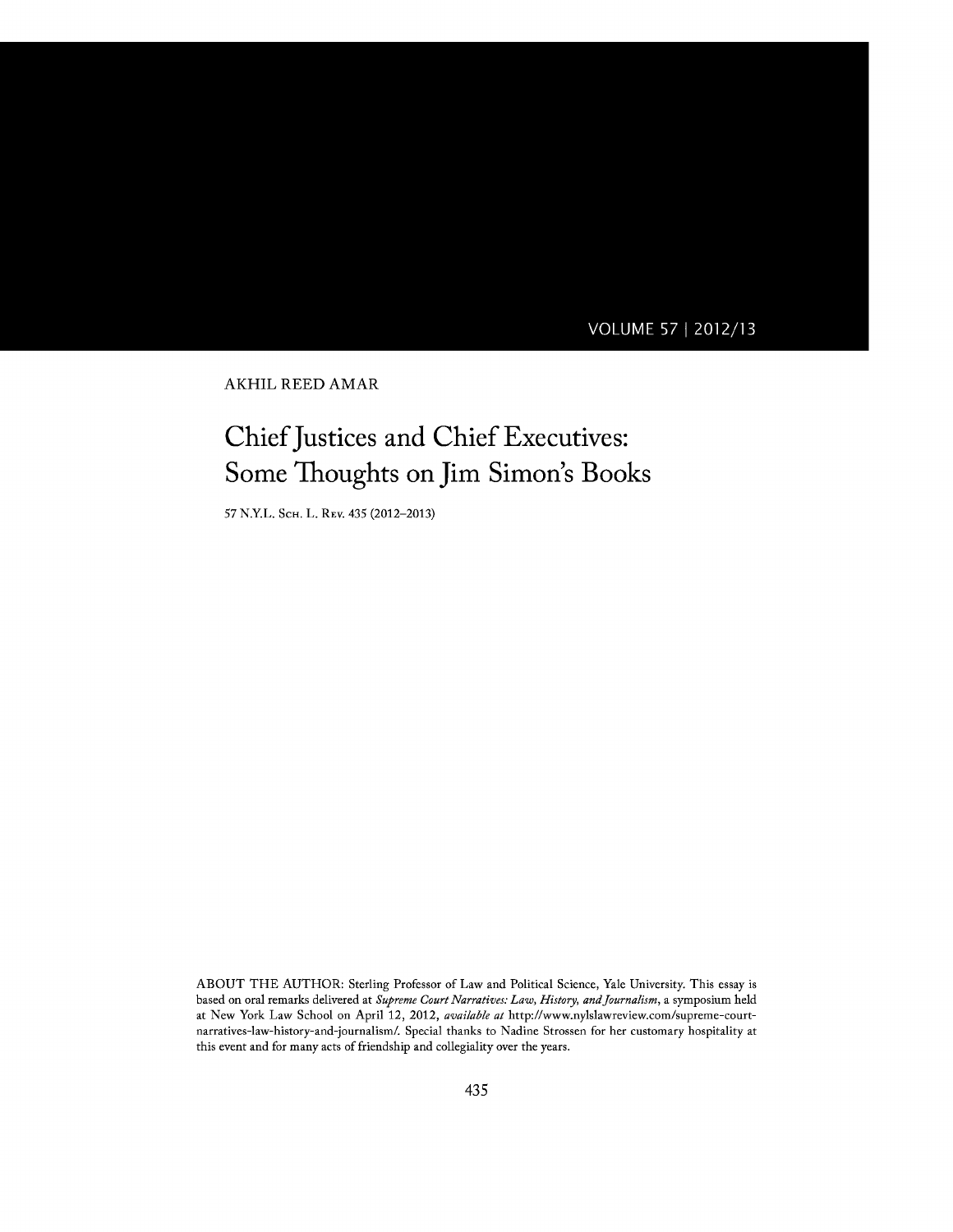AKHIL REED AMAR

# Chief Justices and Chief Executives: Some Thoughts on Jim Simon's Books

57 N.Y.L. Sch. L. Rev. 435 (2012–2013)

ABOUT THE AUTHOR: Sterling Professor of Law and Political Science, Yale University. This essay is based on oral remarks delivered at *Supreme Court Narratives: Law, History, and Journalism*, a symposium held at New York Law School on April 12, 2012, *available at* http://www.nylslawreview.com/supreme-court-narratives-law-history-and-journalism/. Special thanks to Nadine Strossen for her customary hospitality at this event and for many acts of friendship and collegiality over the years.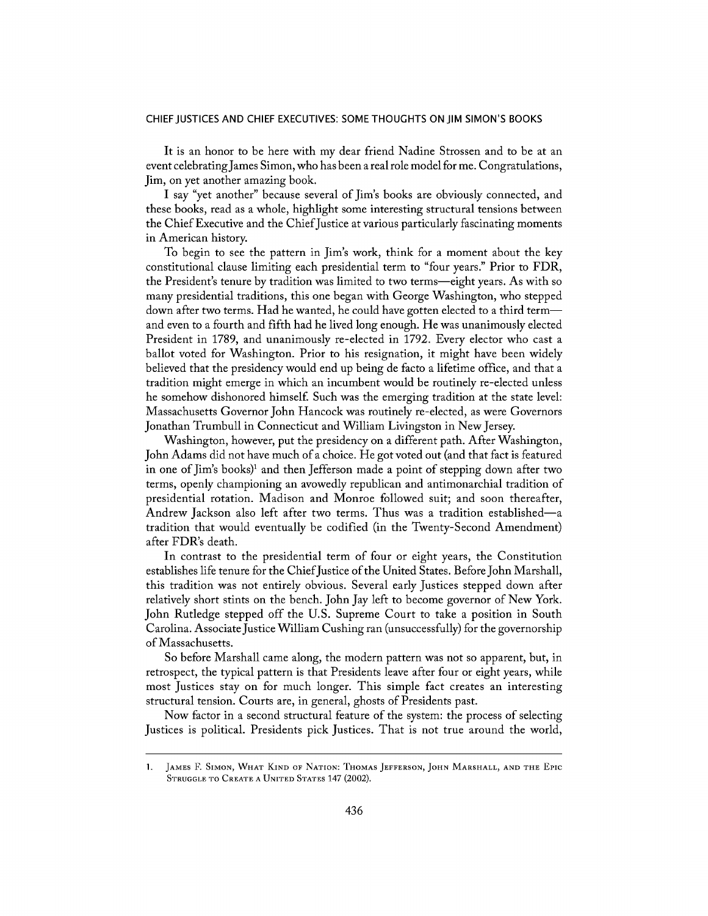# CHIEF JUSTICES AND CHIEF EXECUTIVES: SOME THOUGHTS ON JIM SIMON'S BOOKS

It is an honor to be here with my dear friend Nadine Strossen and to be at an event celebrating James Simon, who has been a real role model for me. Congratulations, Jim, on yet another amazing book.

I say "yet another" because several of Jim's books are obviously connected, and these books, read as a whole, highlight some interesting structural tensions between the Chief Executive and the Chief Justice at various particularly fascinating moments in American history.

To begin to see the pattern in Jim's work, think for a moment about the key constitutional clause limiting each presidential term to "four years." Prior to FDR, the President's tenure by tradition was limited to two terms—eight years. As with so many presidential traditions, this one began with George Washington, who stepped down after two terms. Had he wanted, he could have gotten elected to a third term—and even to a fourth and fifth had he lived long enough. He was unanimously elected President in 1789, and unanimously re-elected in 1792. Every elector who cast a ballot voted for Washington. Prior to his resignation, it might have been widely believed that the presidency would end up being de facto a lifetime office, and that a tradition might emerge in which an incumbent would be routinely re-elected unless he somehow dishonored himself. Such was the emerging tradition at the state level: Massachusetts Governor John Hancock was routinely re-elected, as were Governors Jonathan Trumbull in Connecticut and William Livingston in New Jersey.

Washington, however, put the presidency on a different path. After Washington, John Adams did not have much of a choice. He got voted out (and that fact is featured in one of Jim's books)[1] and then Jefferson made a point of stepping down after two terms, openly championing an avowedly republican and antimonarchial tradition of presidential rotation. Madison and Monroe followed suit; and soon thereafter, Andrew Jackson also left after two terms. Thus was a tradition established—a tradition that would eventually be codified (in the Twenty-Second Amendment) after FDR's death.

In contrast to the presidential term of four or eight years, the Constitution establishes life tenure for the Chief Justice of the United States. Before John Marshall, this tradition was not entirely obvious. Several early Justices stepped down after relatively short stints on the bench. John Jay left to become governor of New York. John Rutledge stepped off the U.S. Supreme Court to take a position in South Carolina. Associate Justice William Cushing ran (unsuccessfully) for the governorship of Massachusetts.

So before Marshall came along, the modern pattern was not so apparent, but, in retrospect, the typical pattern is that Presidents leave after four or eight years, while most Justices stay on for much longer. This simple fact creates an interesting structural tension. Courts are, in general, ghosts of Presidents past.

Now factor in a second structural feature of the system: the process of selecting Justices is political. Presidents pick Justices. That is not true around the world,

---

1. JAMES F. SIMON, WHAT KIND OF NATION: THOMAS JEFFERSON, JOHN MARSHALL, AND THE EPIC STRUGGLE TO CREATE A UNITED STATES 147 (2002).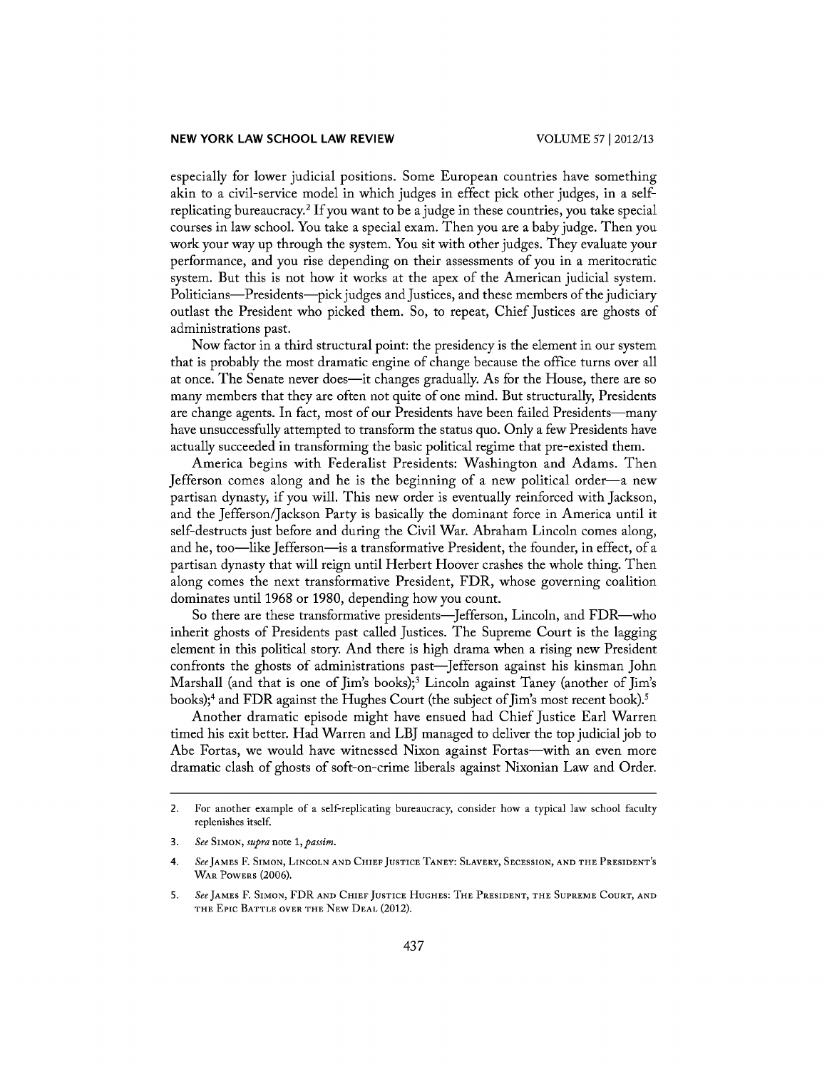especially for lower judicial positions. Some European countries have something akin to a civil-service model in which judges in effect pick other judges, in a self-replicating bureaucracy.[2] If you want to be a judge in these countries, you take special courses in law school. You take a special exam. Then you are a baby judge. Then you work your way up through the system. You sit with other judges. They evaluate your performance, and you rise depending on their assessments of you in a meritocratic system. But this is not how it works at the apex of the American judicial system. Politicians—Presidents—pick judges and Justices, and these members of the judiciary outlast the President who picked them. So, to repeat, Chief Justices are ghosts of administrations past.

Now factor in a third structural point: the presidency is the element in our system that is probably the most dramatic engine of change because the office turns over all at once. The Senate never does—it changes gradually. As for the House, there are so many members that they are often not quite of one mind. But structurally, Presidents are change agents. In fact, most of our Presidents have been failed Presidents—many have unsuccessfully attempted to transform the status quo. Only a few Presidents have actually succeeded in transforming the basic political regime that pre-existed them.

America begins with Federalist Presidents: Washington and Adams. Then Jefferson comes along and he is the beginning of a new political order—a new partisan dynasty, if you will. This new order is eventually reinforced with Jackson, and the Jefferson/Jackson Party is basically the dominant force in America until it self-destructs just before and during the Civil War. Abraham Lincoln comes along, and he, too—like Jefferson—is a transformative President, the founder, in effect, of a partisan dynasty that will reign until Herbert Hoover crashes the whole thing. Then along comes the next transformative President, FDR, whose governing coalition dominates until 1968 or 1980, depending how you count.

So there are these transformative presidents—Jefferson, Lincoln, and FDR—who inherit ghosts of Presidents past called Justices. The Supreme Court is the lagging element in this political story. And there is high drama when a rising new President confronts the ghosts of administrations past—Jefferson against his kinsman John Marshall (and that is one of Jim's books);[3] Lincoln against Taney (another of Jim's books);[4] and FDR against the Hughes Court (the subject of Jim's most recent book).[5]

Another dramatic episode might have ensued had Chief Justice Earl Warren timed his exit better. Had Warren and LBJ managed to deliver the top judicial job to Abe Fortas, we would have witnessed Nixon against Fortas—with an even more dramatic clash of ghosts of soft-on-crime liberals against Nixonian Law and Order.

---

2. For another example of a self-replicating bureaucracy, consider how a typical law school faculty replenishes itself.

3. *See* Simon, *supra* note 1, *passim*.

4. *See* James F. Simon, Lincoln and Chief Justice Taney: Slavery, Secession, and the President's War Powers (2006).

5. *See* James F. Simon, FDR and Chief Justice Hughes: The President, the Supreme Court, and the Epic Battle over the New Deal (2012).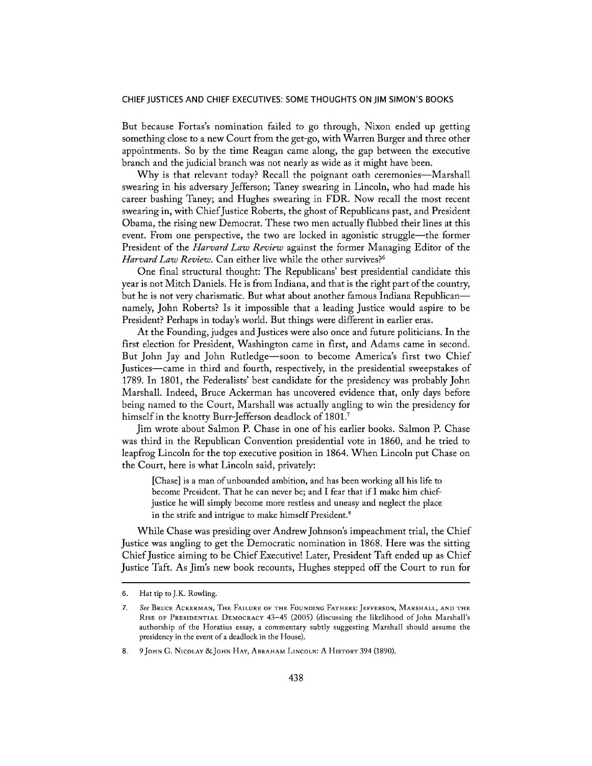But because Fortas's nomination failed to go through, Nixon ended up getting something close to a new Court from the get-go, with Warren Burger and three other appointments. So by the time Reagan came along, the gap between the executive branch and the judicial branch was not nearly as wide as it might have been.

Why is that relevant today? Recall the poignant oath ceremonies—Marshall swearing in his adversary Jefferson; Taney swearing in Lincoln, who had made his career bashing Taney; and Hughes swearing in FDR. Now recall the most recent swearing in, with Chief Justice Roberts, the ghost of Republicans past, and President Obama, the rising new Democrat. These two men actually flubbed their lines at this event. From one perspective, the two are locked in agonistic struggle—the former President of the *Harvard Law Review* against the former Managing Editor of the *Harvard Law Review*. Can either live while the other survives?[6]

One final structural thought: The Republicans' best presidential candidate this year is not Mitch Daniels. He is from Indiana, and that is the right part of the country, but he is not very charismatic. But what about another famous Indiana Republican—namely, John Roberts? Is it impossible that a leading Justice would aspire to be President? Perhaps in today's world. But things were different in earlier eras.

At the Founding, judges and Justices were also once and future politicians. In the first election for President, Washington came in first, and Adams came in second. But John Jay and John Rutledge—soon to become America's first two Chief Justices—came in third and fourth, respectively, in the presidential sweepstakes of 1789. In 1801, the Federalists' best candidate for the presidency was probably John Marshall. Indeed, Bruce Ackerman has uncovered evidence that, only days before being named to the Court, Marshall was actually angling to win the presidency for himself in the knotty Burr-Jefferson deadlock of 1801.[7]

Jim wrote about Salmon P. Chase in one of his earlier books. Salmon P. Chase was third in the Republican Convention presidential vote in 1860, and he tried to leapfrog Lincoln for the top executive position in 1864. When Lincoln put Chase on the Court, here is what Lincoln said, privately:

> [Chase] is a man of unbounded ambition, and has been working all his life to become President. That he can never be; and I fear that if I make him chief-justice he will simply become more restless and uneasy and neglect the place in the strife and intrigue to make himself President.[8]

While Chase was presiding over Andrew Johnson's impeachment trial, the Chief Justice was angling to get the Democratic nomination in 1868. Here was the sitting Chief Justice aiming to be Chief Executive! Later, President Taft ended up as Chief Justice Taft. As Jim's new book recounts, Hughes stepped off the Court to run for

---

6. Hat tip to J.K. Rowling.

7. *See* Bruce Ackerman, The Failure of the Founding Fathers: Jefferson, Marshall, and the Rise of Presidential Democracy 43–45 (2005) (discussing the likelihood of John Marshall's authorship of the Horatius essay, a commentary subtly suggesting Marshall should assume the presidency in the event of a deadlock in the House).

8. 9 John G. Nicolay & John Hay, Abraham Lincoln: A History 394 (1890).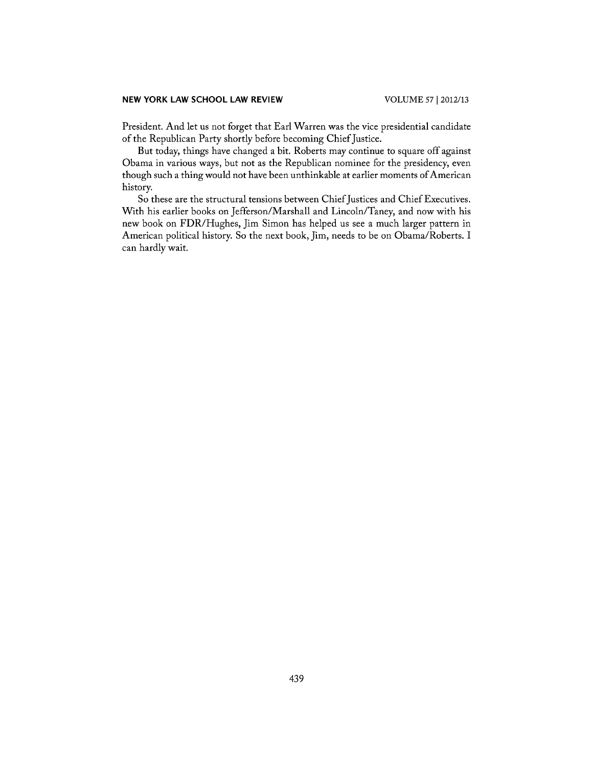President. And let us not forget that Earl Warren was the vice presidential candidate of the Republican Party shortly before becoming Chief Justice.

But today, things have changed a bit. Roberts may continue to square off against Obama in various ways, but not as the Republican nominee for the presidency, even though such a thing would not have been unthinkable at earlier moments of American history.

So these are the structural tensions between Chief Justices and Chief Executives. With his earlier books on Jefferson/Marshall and Lincoln/Taney, and now with his new book on FDR/Hughes, Jim Simon has helped us see a much larger pattern in American political history. So the next book, Jim, needs to be on Obama/Roberts. I can hardly wait.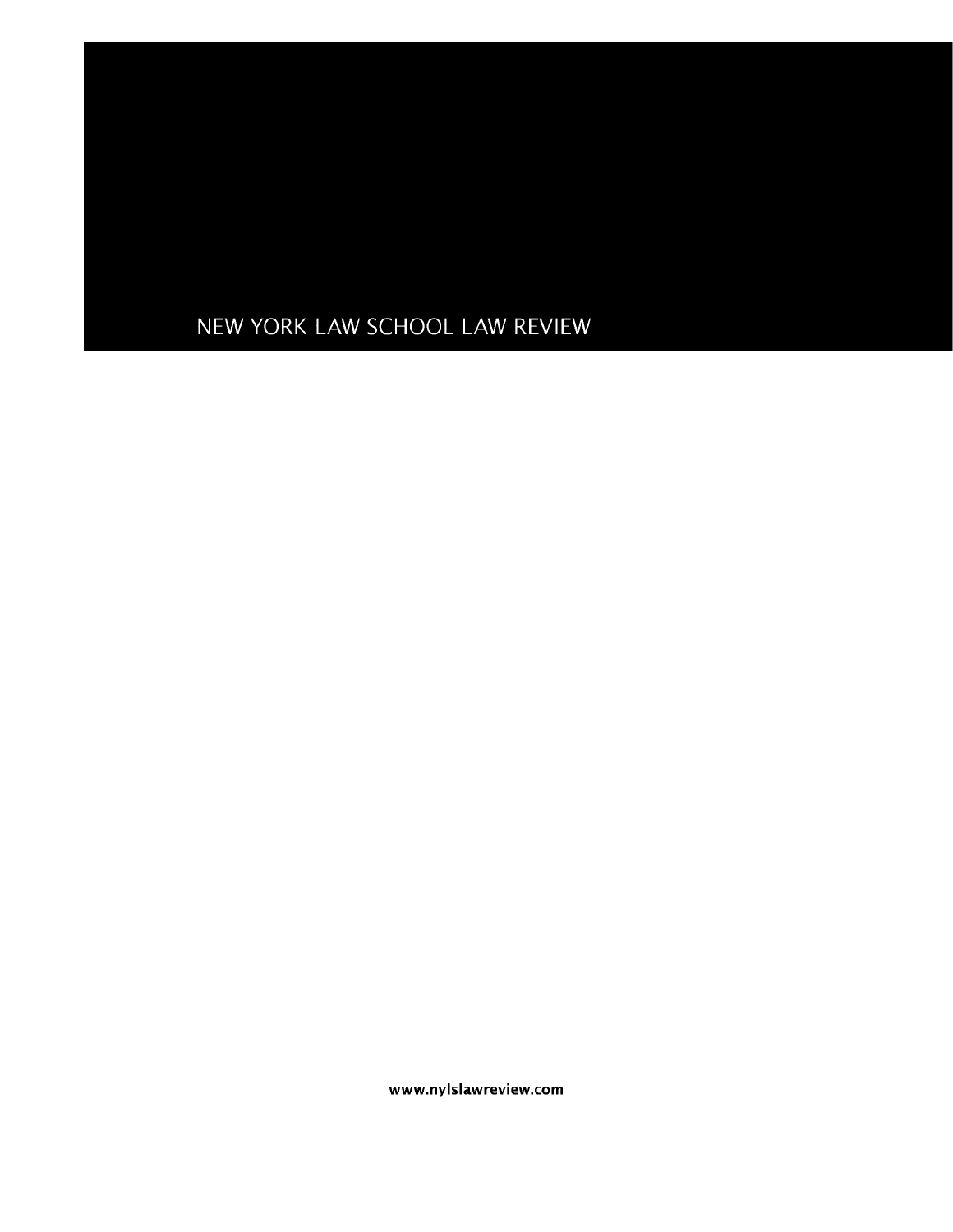NEW YORK LAW SCHOOL LAW REVIEW

www.nylslawreview.com